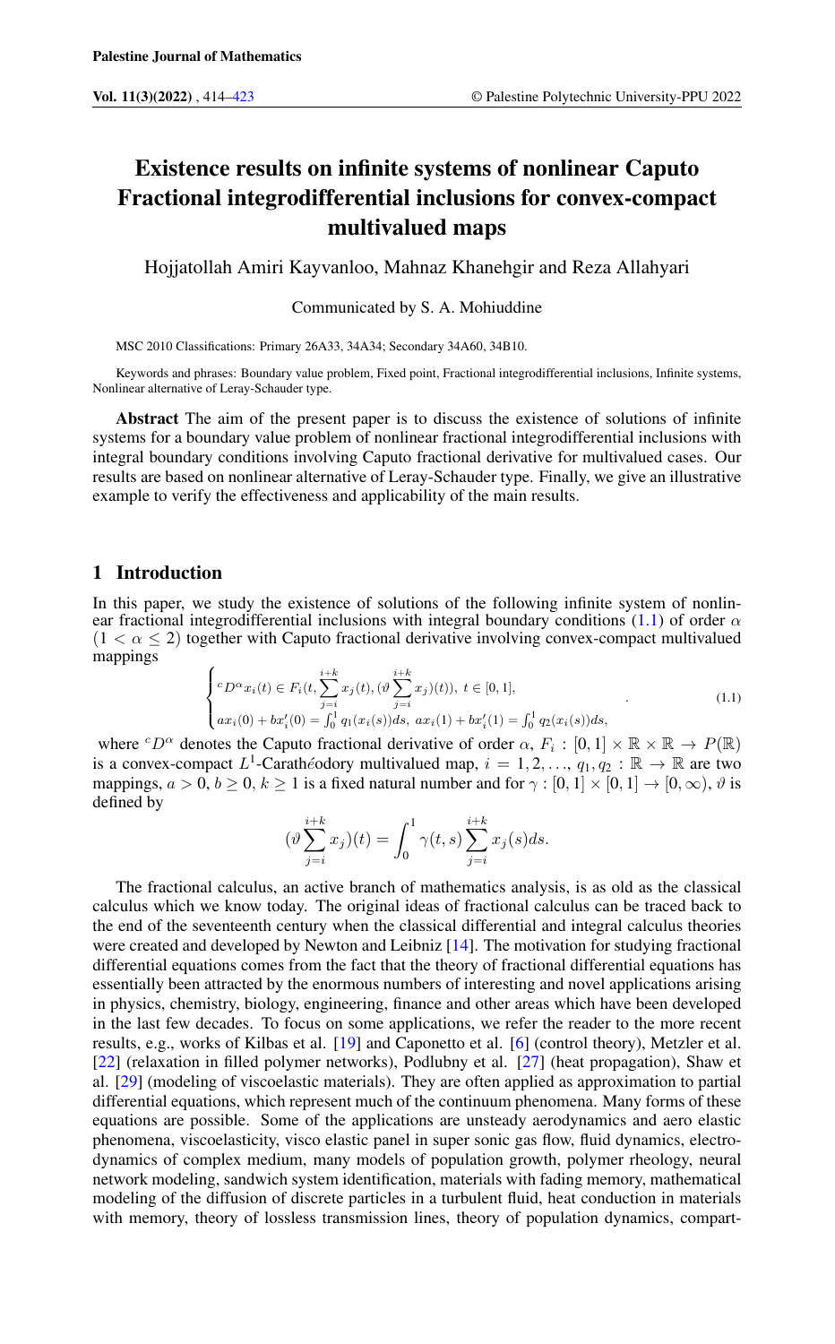# Existence results on infinite systems of nonlinear Caputo Fractional integrodifferential inclusions for convex-compact multivalued maps

Hojjatollah Amiri Kayvanloo, Mahnaz Khanehgir and Reza Allahyari

Communicated by S. A. Mohiuddine

MSC 2010 Classifications: Primary 26A33, 34A34; Secondary 34A60, 34B10.

Keywords and phrases: Boundary value problem, Fixed point, Fractional integrodifferential inclusions, Infinite systems, Nonlinear alternative of Leray-Schauder type.

**Abstract** The aim of the present paper is to discuss the existence of solutions of infinite systems for a boundary value problem of nonlinear fractional integrodifferential inclusions with integral boundary conditions involving Caputo fractional derivative for multivalued cases. Our results are based on nonlinear alternative of Leray-Schauder type. Finally, we give an illustrative example to verify the effectiveness and applicability of the main results.

## 1 Introduction

In this paper, we study the existence of solutions of the following infinite system of nonlinear fractional integrodifferential inclusions with integral boundary conditions (1.1) of order $\alpha$ ($1 < \alpha \leq 2$) together with Caputo fractional derivative involving convex-compact multivalued mappings

$$\begin{cases} {}^cD^\alpha x_i(t) \in F_i(t, \sum_{j=i}^{i+k} x_j(t), (\vartheta \sum_{j=i}^{i+k} x_j)(t)), \ t \in [0,1], \\ ax_i(0) + bx_i'(0) = \int_0^1 q_1(x_i(s))ds, \ ax_i(1) + bx_i'(1) = \int_0^1 q_2(x_i(s))ds, \end{cases} \tag{1.1}$$

where ${}^cD^\alpha$ denotes the Caputo fractional derivative of order $\alpha$, $F_i : [0,1] \times \mathbb{R} \times \mathbb{R} \to P(\mathbb{R})$ is a convex-compact $L^1$-Carathéodory multivalued map, $i = 1, 2, \ldots$, $q_1, q_2 : \mathbb{R} \to \mathbb{R}$ are two mappings, $a > 0$, $b \geq 0$, $k \geq 1$ is a fixed natural number and for $\gamma : [0,1] \times [0,1] \to [0, \infty)$, $\vartheta$ is defined by

$$(\vartheta \sum_{j=i}^{i+k} x_j)(t) = \int_0^1 \gamma(t,s) \sum_{j=i}^{i+k} x_j(s)ds.$$

The fractional calculus, an active branch of mathematics analysis, is as old as the classical calculus which we know today. The original ideas of fractional calculus can be traced back to the end of the seventeenth century when the classical differential and integral calculus theories were created and developed by Newton and Leibniz [14]. The motivation for studying fractional differential equations comes from the fact that the theory of fractional differential equations has essentially been attracted by the enormous numbers of interesting and novel applications arising in physics, chemistry, biology, engineering, finance and other areas which have been developed in the last few decades. To focus on some applications, we refer the reader to the more recent results, e.g., works of Kilbas et al. [19] and Caponetto et al. [6] (control theory), Metzler et al. [22] (relaxation in filled polymer networks), Podlubny et al. [27] (heat propagation), Shaw et al. [29] (modeling of viscoelastic materials). They are often applied as approximation to partial differential equations, which represent much of the continuum phenomena. Many forms of these equations are possible. Some of the applications are unsteady aerodynamics and aero elastic phenomena, viscoelasticity, visco elastic panel in super sonic gas flow, fluid dynamics, electrodynamics of complex medium, many models of population growth, polymer rheology, neural network modeling, sandwich system identification, materials with fading memory, mathematical modeling of the diffusion of discrete particles in a turbulent fluid, heat conduction in materials with memory, theory of lossless transmission lines, theory of population dynamics, compart-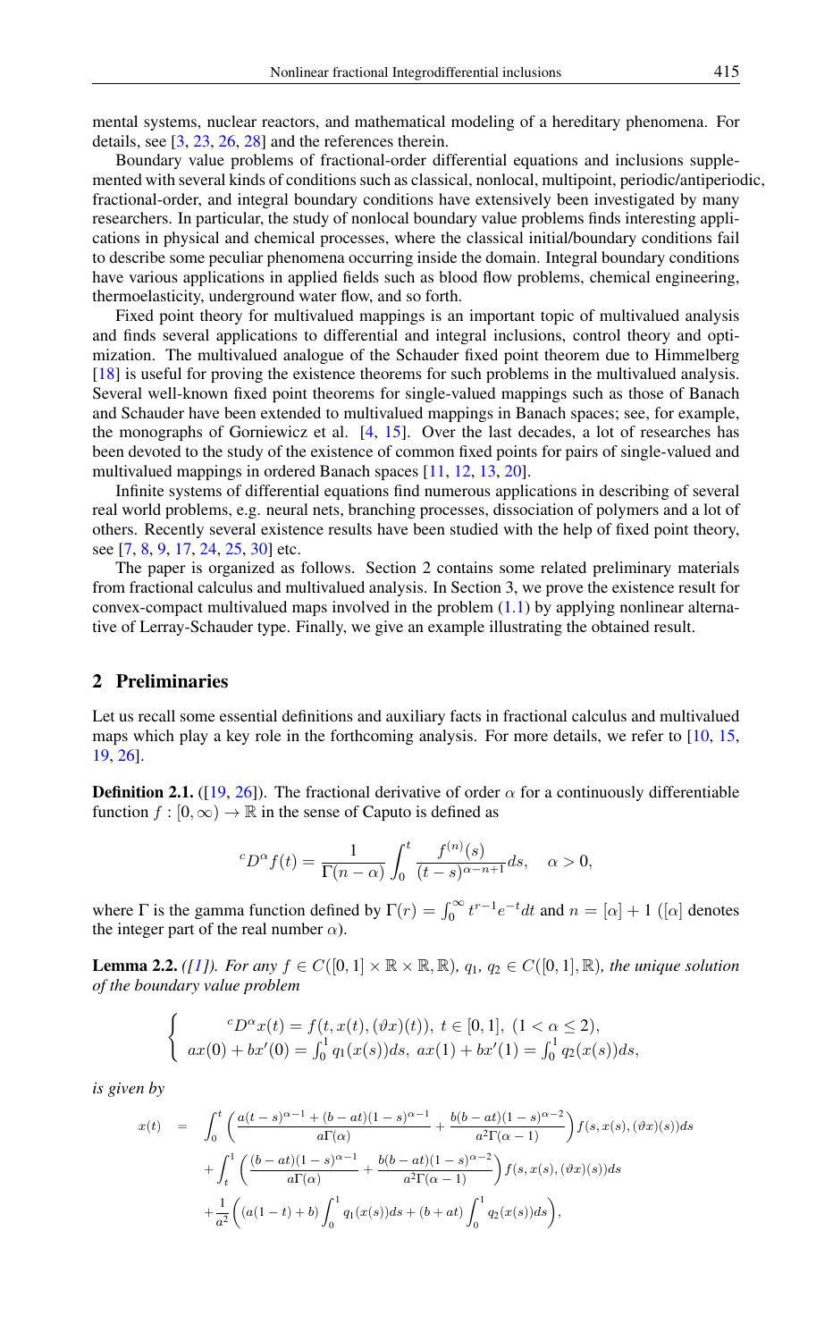mental systems, nuclear reactors, and mathematical modeling of a hereditary phenomena. For details, see [3, 23, 26, 28] and the references therein.

Boundary value problems of fractional-order differential equations and inclusions supplemented with several kinds of conditions such as classical, nonlocal, multipoint, periodic/antiperiodic, fractional-order, and integral boundary conditions have extensively been investigated by many researchers. In particular, the study of nonlocal boundary value problems finds interesting applications in physical and chemical processes, where the classical initial/boundary conditions fail to describe some peculiar phenomena occurring inside the domain. Integral boundary conditions have various applications in applied fields such as blood flow problems, chemical engineering, thermoelasticity, underground water flow, and so forth.

Fixed point theory for multivalued mappings is an important topic of multivalued analysis and finds several applications to differential and integral inclusions, control theory and optimization. The multivalued analogue of the Schauder fixed point theorem due to Himmelberg [18] is useful for proving the existence theorems for such problems in the multivalued analysis. Several well-known fixed point theorems for single-valued mappings such as those of Banach and Schauder have been extended to multivalued mappings in Banach spaces; see, for example, the monographs of Gorniewicz et al. [4, 15]. Over the last decades, a lot of researches has been devoted to the study of the existence of common fixed points for pairs of single-valued and multivalued mappings in ordered Banach spaces [11, 12, 13, 20].

Infinite systems of differential equations find numerous applications in describing of several real world problems, e.g. neural nets, branching processes, dissociation of polymers and a lot of others. Recently several existence results have been studied with the help of fixed point theory, see [7, 8, 9, 17, 24, 25, 30] etc.

The paper is organized as follows. Section 2 contains some related preliminary materials from fractional calculus and multivalued analysis. In Section 3, we prove the existence result for convex-compact multivalued maps involved in the problem (1.1) by applying nonlinear alternative of Lerray-Schauder type. Finally, we give an example illustrating the obtained result.

## 2 Preliminaries

Let us recall some essential definitions and auxiliary facts in fractional calculus and multivalued maps which play a key role in the forthcoming analysis. For more details, we refer to [10, 15, 19, 26].

**Definition 2.1.** ([19, 26]). The fractional derivative of order $\alpha$ for a continuously differentiable function $f : [0, \infty) \to \mathbb{R}$ in the sense of Caputo is defined as

$$^{c}D^{\alpha} f(t) = \frac{1}{\Gamma(n-\alpha)} \int_0^t \frac{f^{(n)}(s)}{(t-s)^{\alpha-n+1}} ds, \quad \alpha > 0,$$

where $\Gamma$ is the gamma function defined by $\Gamma(r) = \int_0^\infty t^{r-1} e^{-t} dt$ and $n = [\alpha] + 1$ ($[\alpha]$ denotes the integer part of the real number $\alpha$).

**Lemma 2.2.** *([1]). For any $f \in C([0,1] \times \mathbb{R} \times \mathbb{R}, \mathbb{R})$, $q_1$, $q_2 \in C([0,1], \mathbb{R})$, the unique solution of the boundary value problem*

$$\begin{cases} {}^{c}D^{\alpha} x(t) = f(t, x(t), (\vartheta x)(t)), \ t \in [0,1], \ (1 < \alpha \leq 2), \\ ax(0) + bx'(0) = \int_0^1 q_1(x(s))ds, \ ax(1) + bx'(1) = \int_0^1 q_2(x(s))ds, \end{cases}$$

*is given by*

$$\begin{aligned} x(t) &= \int_0^t \left( \frac{a(t-s)^{\alpha-1} + (b-at)(1-s)^{\alpha-1}}{a\Gamma(\alpha)} + \frac{b(b-at)(1-s)^{\alpha-2}}{a^2\Gamma(\alpha-1)} \right) f(s, x(s), (\vartheta x)(s)) ds \\ &+ \int_t^1 \left( \frac{(b-at)(1-s)^{\alpha-1}}{a\Gamma(\alpha)} + \frac{b(b-at)(1-s)^{\alpha-2}}{a^2\Gamma(\alpha-1)} \right) f(s, x(s), (\vartheta x)(s)) ds \\ &+ \frac{1}{a^2} \left( (a(1-t)+b) \int_0^1 q_1(x(s))ds + (b+at) \int_0^1 q_2(x(s))ds \right), \end{aligned}$$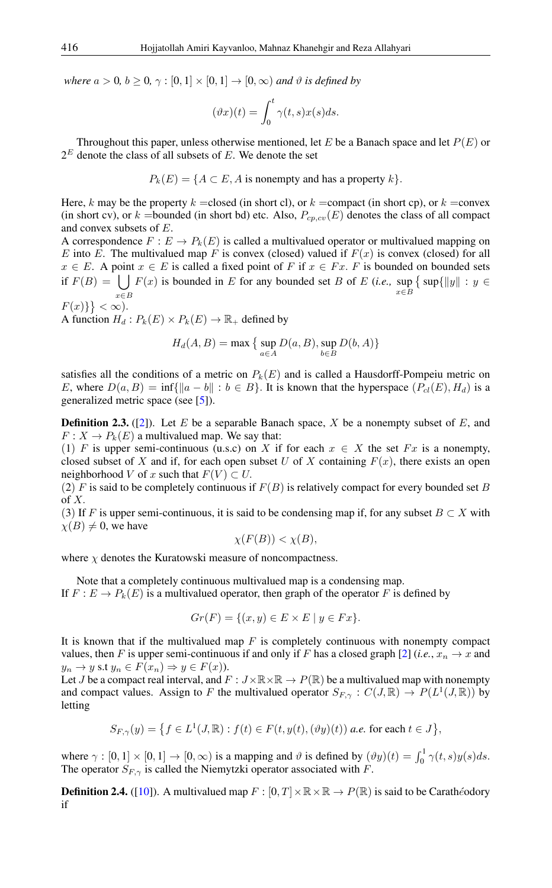*where* $a > 0$, $b \geq 0$, $\gamma : [0,1] \times [0,1] \to [0, \infty)$ *and* $\vartheta$ *is defined by*

$$(\vartheta x)(t) = \int_0^t \gamma(t,s)x(s)ds.$$

Throughout this paper, unless otherwise mentioned, let $E$ be a Banach space and let $P(E)$ or $2^E$ denote the class of all subsets of $E$. We denote the set

$$P_k(E) = \{A \subset E, A \text{ is nonempty and has a property } k\}.$$

Here, $k$ may be the property $k$ =closed (in short cl), or $k$ =compact (in short cp), or $k$ =convex (in short cv), or $k$ =bounded (in short bd) etc. Also, $P_{cp,cv}(E)$ denotes the class of all compact and convex subsets of $E$.
A correspondence $F : E \to P_k(E)$ is called a multivalued operator or multivalued mapping on $E$ into $E$. The multivalued map $F$ is convex (closed) valued if $F(x)$ is convex (closed) for all $x \in E$. A point $x \in E$ is called a fixed point of $F$ if $x \in Fx$. $F$ is bounded on bounded sets if $F(B) = \bigcup_{x \in B} F(x)$ is bounded in $E$ for any bounded set $B$ of $E$ (*i.e.,* $\sup_{x \in B} \{ \sup\{\|y\| : y \in F(x)\}\} < \infty$).
A function $H_d : P_k(E) \times P_k(E) \to \mathbb{R}_+$ defined by

$$H_d(A,B) = \max \{ \sup_{a \in A} D(a,B), \sup_{b \in B} D(b,A)\}$$

satisfies all the conditions of a metric on $P_k(E)$ and is called a Hausdorff-Pompeiu metric on $E$, where $D(a,B) = \inf\{\|a-b\| : b \in B\}$. It is known that the hyperspace $(P_{cl}(E), H_d)$ is a generalized metric space (see [5]).

**Definition 2.3.** ([2]). Let $E$ be a separable Banach space, $X$ be a nonempty subset of $E$, and $F : X \to P_k(E)$ a multivalued map. We say that:
(1) $F$ is upper semi-continuous (u.s.c) on $X$ if for each $x \in X$ the set $Fx$ is a nonempty, closed subset of $X$ and if, for each open subset $U$ of $X$ containing $F(x)$, there exists an open neighborhood $V$ of $x$ such that $F(V) \subset U$.
(2) $F$ is said to be completely continuous if $F(B)$ is relatively compact for every bounded set $B$ of $X$.
(3) If $F$ is upper semi-continuous, it is said to be condensing map if, for any subset $B \subset X$ with $\chi(B) \neq 0$, we have

$$\chi(F(B)) < \chi(B),$$

where $\chi$ denotes the Kuratowski measure of noncompactness.

Note that a completely continuous multivalued map is a condensing map.
If $F : E \to P_k(E)$ is a multivalued operator, then graph of the operator $F$ is defined by

$$Gr(F) = \{(x,y) \in E \times E \mid y \in Fx\}.$$

It is known that if the multivalued map $F$ is completely continuous with nonempty compact values, then $F$ is upper semi-continuous if and only if $F$ has a closed graph [2] (*i.e.,* $x_n \to x$ and $y_n \to y$ s.t $y_n \in F(x_n) \Rightarrow y \in F(x)$).
Let $J$ be a compact real interval, and $F : J \times \mathbb{R} \times \mathbb{R} \to P(\mathbb{R})$ be a multivalued map with nonempty and compact values. Assign to $F$ the multivalued operator $S_{F,\gamma} : C(J,\mathbb{R}) \to P(L^1(J,\mathbb{R}))$ by letting

$$S_{F,\gamma}(y) = \{ f \in L^1(J,\mathbb{R}) : f(t) \in F(t, y(t), (\vartheta y)(t)) \textit{ a.e.} \text{ for each } t \in J\},$$

where $\gamma : [0,1] \times [0,1] \to [0,\infty)$ is a mapping and $\vartheta$ is defined by $(\vartheta y)(t) = \int_0^1 \gamma(t,s)y(s)ds$. The operator $S_{F,\gamma}$ is called the Niemytzki operator associated with $F$.

**Definition 2.4.** ([10]). A multivalued map $F : [0,T] \times \mathbb{R} \times \mathbb{R} \to P(\mathbb{R})$ is said to be Carathéodory if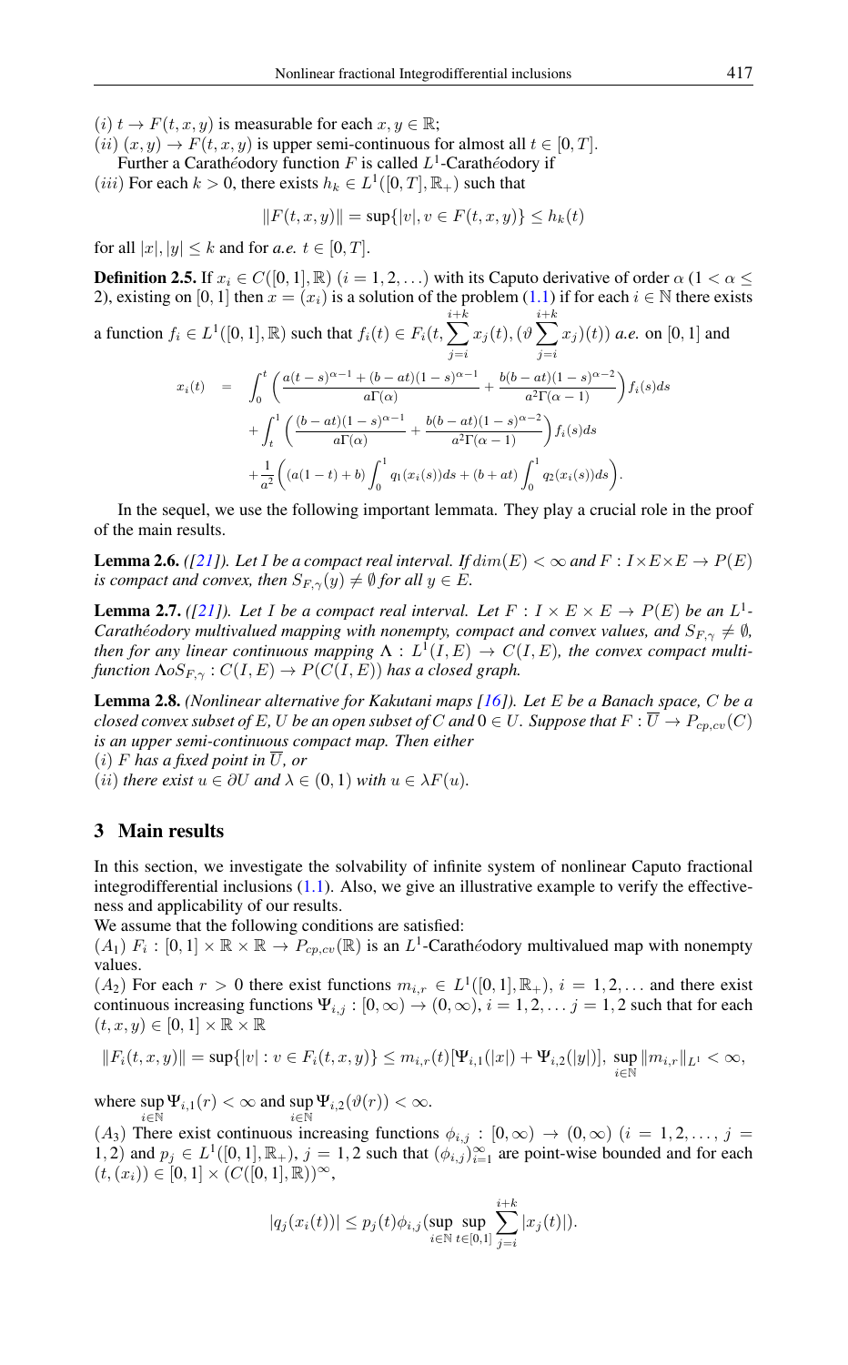$(i)$ $t \to F(t,x,y)$ is measurable for each $x, y \in \mathbb{R}$;
$(ii)$ $(x,y) \to F(t,x,y)$ is upper semi-continuous for almost all $t \in [0,T]$.
Further a Carathéodory function $F$ is called $L^1$-Carathéodory if
$(iii)$ For each $k > 0$, there exists $h_k \in L^1([0,T], \mathbb{R}_+)$ such that

$$\|F(t,x,y)\| = \sup\{|v|, v \in F(t,x,y)\} \leq h_k(t)$$

for all $|x|, |y| \leq k$ and for *a.e.* $t \in [0,T]$.

**Definition 2.5.** If $x_i \in C([0,1], \mathbb{R})$ $(i = 1, 2, \ldots)$ with its Caputo derivative of order $\alpha$ $(1 < \alpha \leq 2)$, existing on $[0,1]$ then $x = (x_i)$ is a solution of the problem (1.1) if for each $i \in \mathbb{N}$ there exists a function $f_i \in L^1([0,1], \mathbb{R})$ such that $f_i(t) \in F_i(t, \sum_{j=i}^{i+k} x_j(t), (\vartheta \sum_{j=i}^{i+k} x_j)(t))$ *a.e.* on $[0,1]$ and

$$\begin{aligned}
x_i(t) \quad &= \quad \int_0^t \left( \frac{a(t-s)^{\alpha-1} + (b-at)(1-s)^{\alpha-1}}{a\Gamma(\alpha)} + \frac{b(b-at)(1-s)^{\alpha-2}}{a^2\Gamma(\alpha-1)} \right) f_i(s) ds \\
&\quad + \int_t^1 \left( \frac{(b-at)(1-s)^{\alpha-1}}{a\Gamma(\alpha)} + \frac{b(b-at)(1-s)^{\alpha-2}}{a^2\Gamma(\alpha-1)} \right) f_i(s) ds \\
&\quad + \frac{1}{a^2} \left( (a(1-t)+b) \int_0^1 q_1(x_i(s)) ds + (b+at) \int_0^1 q_2(x_i(s)) ds \right).
\end{aligned}$$

In the sequel, we use the following important lemmata. They play a crucial role in the proof of the main results.

**Lemma 2.6.** *([21]). Let $I$ be a compact real interval. If $dim(E) < \infty$ and $F : I \times E \times E \to P(E)$ is compact and convex, then $S_{F,\gamma}(y) \neq \emptyset$ for all $y \in E$.*

**Lemma 2.7.** *([21]). Let $I$ be a compact real interval. Let $F : I \times E \times E \to P(E)$ be an $L^1$-Carathéodory multivalued mapping with nonempty, compact and convex values, and $S_{F,\gamma} \neq \emptyset$, then for any linear continuous mapping $\Lambda : L^1(I, E) \to C(I, E)$, the convex compact multifunction $\Lambda o S_{F,\gamma} : C(I, E) \to P(C(I, E))$ has a closed graph.*

**Lemma 2.8.** *(Nonlinear alternative for Kakutani maps [16]). Let $E$ be a Banach space, $C$ be a closed convex subset of $E$, $U$ be an open subset of $C$ and $0 \in U$. Suppose that $F : \overline{U} \to P_{cp,cv}(C)$ is an upper semi-continuous compact map. Then either*
*$(i)$ $F$ has a fixed point in $\overline{U}$, or*
*$(ii)$ there exist $u \in \partial U$ and $\lambda \in (0,1)$ with $u \in \lambda F(u)$.*

## 3 Main results

In this section, we investigate the solvability of infinite system of nonlinear Caputo fractional integrodifferential inclusions (1.1). Also, we give an illustrative example to verify the effectiveness and applicability of our results.
We assume that the following conditions are satisfied:
$(A_1)$ $F_i : [0,1] \times \mathbb{R} \times \mathbb{R} \to P_{cp,cv}(\mathbb{R})$ is an $L^1$-Carathéodory multivalued map with nonempty values.
$(A_2)$ For each $r > 0$ there exist functions $m_{i,r} \in L^1([0,1], \mathbb{R}_+)$, $i = 1, 2, \ldots$ and there exist continuous increasing functions $\Psi_{i,j} : [0,\infty) \to (0,\infty)$, $i = 1, 2, \ldots$ $j = 1, 2$ such that for each $(t,x,y) \in [0,1] \times \mathbb{R} \times \mathbb{R}$

$$\|F_i(t,x,y)\| = \sup\{|v| : v \in F_i(t,x,y)\} \leq m_{i,r}(t)[\Psi_{i,1}(|x|) + \Psi_{i,2}(|y|)], \ \sup_{i \in \mathbb{N}} \|m_{i,r}\|_{L^1} < \infty,$$

where $\sup_{i \in \mathbb{N}} \Psi_{i,1}(r) < \infty$ and $\sup_{i \in \mathbb{N}} \Psi_{i,2}(\vartheta(r)) < \infty$.
$(A_3)$ There exist continuous increasing functions $\phi_{i,j} : [0,\infty) \to (0,\infty)$ $(i = 1, 2, \ldots, j = 1, 2)$ and $p_j \in L^1([0,1], \mathbb{R}_+)$, $j = 1, 2$ such that $(\phi_{i,j})_{i=1}^{\infty}$ are point-wise bounded and for each $(t, (x_i)) \in [0,1] \times (C([0,1], \mathbb{R}))^{\infty}$,

$$|q_j(x_i(t))| \leq p_j(t) \phi_{i,j}(\sup_{i \in \mathbb{N}} \sup_{t \in [0,1]} \sum_{j=i}^{i+k} |x_j(t)|).$$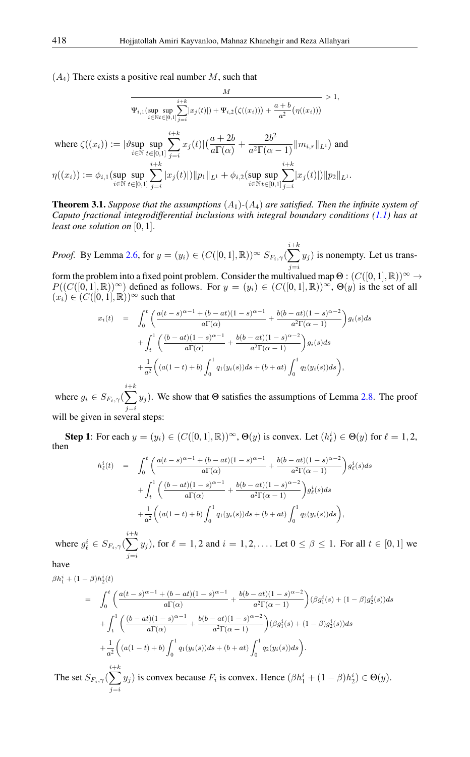$(A_4)$ There exists a positive real number $M$, such that

$$\frac{M}{\Psi_{i,1}(\sup_{i\in\mathbb{N}}\sup_{t\in[0,1]}\sum_{j=i}^{i+k}|x_j(t)|) + \Psi_{i,2}(\zeta((x_i))) + \frac{a+b}{a^2}(\eta((x_i)))} > 1,$$

where $\zeta((x_i)) := |\vartheta \sup_{i\in\mathbb{N}}\sup_{t\in[0,1]}\sum_{j=i}^{i+k} x_j(t)|\big(\frac{a+2b}{a\Gamma(\alpha)} + \frac{2b^2}{a^2\Gamma(\alpha-1)}\|m_{i,r}\|_{L^1}\big)$ and

$\eta((x_i)) := \phi_{i,1}(\sup_{i\in\mathbb{N}}\sup_{t\in[0,1]}\sum_{j=i}^{i+k}|x_j(t)|)\|p_1\|_{L^1} + \phi_{i,2}(\sup_{i\in\mathbb{N}}\sup_{t\in[0,1]}\sum_{j=i}^{i+k}|x_j(t)|)\|p_2\|_{L^1}.$

**Theorem 3.1.** *Suppose that the assumptions $(A_1)$-$(A_4)$ are satisfied. Then the infinite system of Caputo fractional integrodifferential inclusions with integral boundary conditions (1.1) has at least one solution on $[0,1]$.*

*Proof.* By Lemma 2.6, for $y = (y_i) \in (C([0,1],\mathbb{R}))^\infty$ $S_{F_i,\gamma}(\sum_{j=i}^{i+k} y_j)$ is nonempty. Let us transform the problem into a fixed point problem. Consider the multivalued map $\Theta : (C([0,1],\mathbb{R}))^\infty \to P((C([0,1],\mathbb{R}))^\infty)$ defined as follows. For $y = (y_i) \in (C([0,1],\mathbb{R}))^\infty$, $\Theta(y)$ is the set of all $(x_i) \in (C([0,1],\mathbb{R}))^\infty$ such that

$$\begin{aligned} x_i(t) &= \int_0^t \Big(\frac{a(t-s)^{\alpha-1} + (b-at)(1-s)^{\alpha-1}}{a\Gamma(\alpha)} + \frac{b(b-at)(1-s)^{\alpha-2}}{a^2\Gamma(\alpha-1)}\Big) g_i(s)ds \\ &\quad + \int_t^1 \Big(\frac{(b-at)(1-s)^{\alpha-1}}{a\Gamma(\alpha)} + \frac{b(b-at)(1-s)^{\alpha-2}}{a^2\Gamma(\alpha-1)}\Big) g_i(s)ds \\ &\quad + \frac{1}{a^2}\Big((a(1-t)+b)\int_0^1 q_1(y_i(s))ds + (b+at)\int_0^1 q_2(y_i(s))ds\Big), \end{aligned}$$

where $g_i \in S_{F_i,\gamma}(\sum_{j=i}^{i+k} y_j)$. We show that $\Theta$ satisfies the assumptions of Lemma 2.8. The proof will be given in several steps:

**Step 1**: For each $y = (y_i) \in (C([0,1],\mathbb{R}))^\infty$, $\Theta(y)$ is convex. Let $(h^i_\ell) \in \Theta(y)$ for $\ell = 1,2$, then

$$\begin{aligned} h^i_\ell(t) &= \int_0^t \Big(\frac{a(t-s)^{\alpha-1} + (b-at)(1-s)^{\alpha-1}}{a\Gamma(\alpha)} + \frac{b(b-at)(1-s)^{\alpha-2}}{a^2\Gamma(\alpha-1)}\Big) g^i_\ell(s)ds \\ &\quad + \int_t^1 \Big(\frac{(b-at)(1-s)^{\alpha-1}}{a\Gamma(\alpha)} + \frac{b(b-at)(1-s)^{\alpha-2}}{a^2\Gamma(\alpha-1)}\Big) g^i_\ell(s)ds \\ &\quad + \frac{1}{a^2}\Big((a(1-t)+b)\int_0^1 q_1(y_i(s))ds + (b+at)\int_0^1 q_2(y_i(s))ds\Big), \end{aligned}$$

where $g^i_\ell \in S_{F_i,\gamma}(\sum_{j=i}^{i+k} y_j)$, for $\ell = 1,2$ and $i = 1,2,\ldots$. Let $0 \le \beta \le 1$. For all $t \in [0,1]$ we have

$$\begin{aligned} &\beta h^i_1 + (1-\beta)h^i_2(t) \\ &= \int_0^t \Big(\frac{a(t-s)^{\alpha-1} + (b-at)(1-s)^{\alpha-1}}{a\Gamma(\alpha)} + \frac{b(b-at)(1-s)^{\alpha-2}}{a^2\Gamma(\alpha-1)}\Big)(\beta g^i_1(s) + (1-\beta)g^i_2(s))ds \\ &\quad + \int_t^1 \Big(\frac{(b-at)(1-s)^{\alpha-1}}{a\Gamma(\alpha)} + \frac{b(b-at)(1-s)^{\alpha-2}}{a^2\Gamma(\alpha-1)}\Big)(\beta g^i_1(s) + (1-\beta)g^i_2(s))ds \\ &\quad + \frac{1}{a^2}\Big((a(1-t)+b)\int_0^1 q_1(y_i(s))ds + (b+at)\int_0^1 q_2(y_i(s))ds\Big). \end{aligned}$$

The set $S_{F_i,\gamma}(\sum_{j=i}^{i+k} y_j)$ is convex because $F_i$ is convex. Hence $(\beta h^i_1 + (1-\beta)h^i_2) \in \Theta(y)$.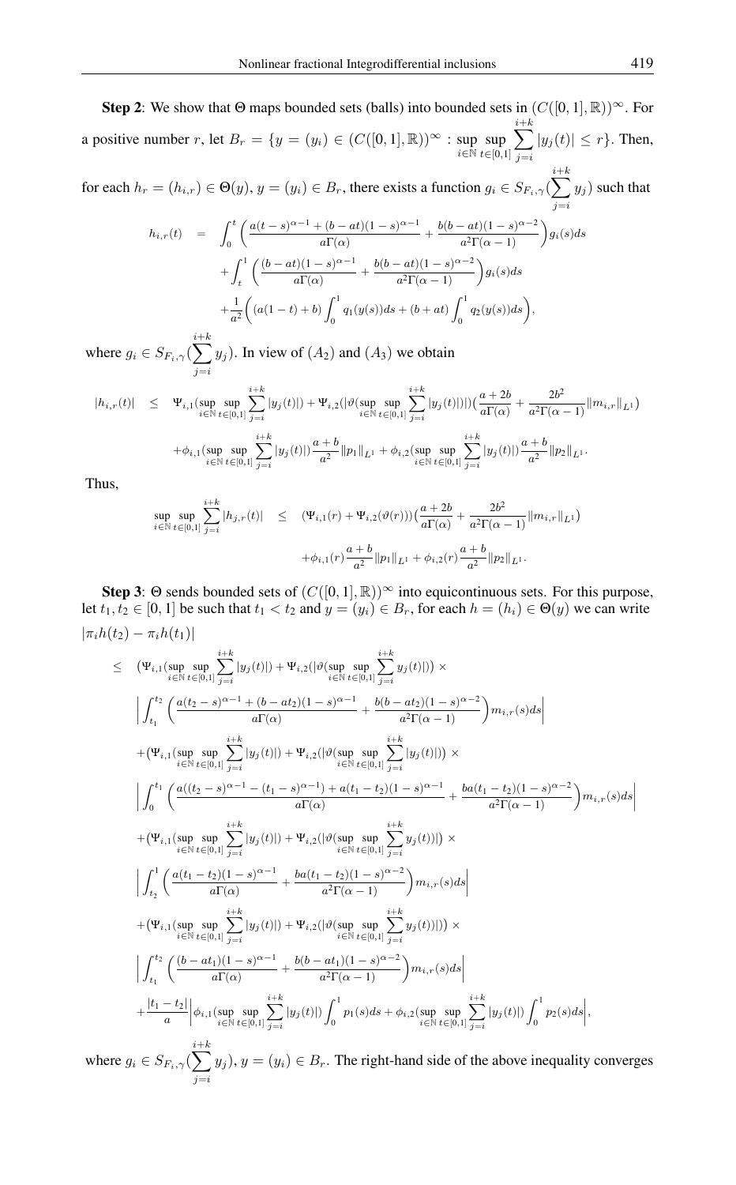**Step 2**: We show that $\Theta$ maps bounded sets (balls) into bounded sets in $(C([0,1],\mathbb{R}))^\infty$. For a positive number $r$, let $B_r = \{y = (y_i) \in (C([0,1],\mathbb{R}))^\infty : \sup_{i\in\mathbb{N}} \sup_{t\in[0,1]} \sum_{j=i}^{i+k} |y_j(t)| \le r\}$. Then, for each $h_r = (h_{i,r}) \in \Theta(y)$, $y = (y_i) \in B_r$, there exists a function $g_i \in S_{F_i,\gamma}(\sum_{j=i}^{i+k} y_j)$ such that

$$
\begin{aligned}
h_{i,r}(t) &= \int_0^t \Big( \frac{a(t-s)^{\alpha-1} + (b-at)(1-s)^{\alpha-1}}{a\Gamma(\alpha)} + \frac{b(b-at)(1-s)^{\alpha-2}}{a^2\Gamma(\alpha-1)} \Big) g_i(s)ds \\
&\quad + \int_t^1 \Big( \frac{(b-at)(1-s)^{\alpha-1}}{a\Gamma(\alpha)} + \frac{b(b-at)(1-s)^{\alpha-2}}{a^2\Gamma(\alpha-1)} \Big) g_i(s)ds \\
&\quad + \frac{1}{a^2}\Big( (a(1-t)+b)\int_0^1 q_1(y(s))ds + (b+at)\int_0^1 q_2(y(s))ds \Big),
\end{aligned}
$$

where $g_i \in S_{F_i,\gamma}(\sum_{j=i}^{i+k} y_j)$. In view of $(A_2)$ and $(A_3)$ we obtain

$$
\begin{aligned}
|h_{i,r}(t)| &\le \Psi_{i,1}(\sup_{i\in\mathbb{N}} \sup_{t\in[0,1]} \sum_{j=i}^{i+k} |y_j(t)|) + \Psi_{i,2}(|\vartheta(\sup_{i\in\mathbb{N}} \sup_{t\in[0,1]} \sum_{j=i}^{i+k} |y_j(t)|)|)\big( \frac{a+2b}{a\Gamma(\alpha)} + \frac{2b^2}{a^2\Gamma(\alpha-1)} \|m_{i,r}\|_{L^1}\big) \\
&\quad + \phi_{i,1}(\sup_{i\in\mathbb{N}} \sup_{t\in[0,1]} \sum_{j=i}^{i+k} |y_j(t)|) \frac{a+b}{a^2} \|p_1\|_{L^1} + \phi_{i,2}(\sup_{i\in\mathbb{N}} \sup_{t\in[0,1]} \sum_{j=i}^{i+k} |y_j(t)|) \frac{a+b}{a^2} \|p_2\|_{L^1}.
\end{aligned}
$$

Thus,

$$
\begin{aligned}
\sup_{i\in\mathbb{N}} \sup_{t\in[0,1]} \sum_{j=i}^{i+k} |h_{j,r}(t)| &\le (\Psi_{i,1}(r) + \Psi_{i,2}(\vartheta(r)))\big( \frac{a+2b}{a\Gamma(\alpha)} + \frac{2b^2}{a^2\Gamma(\alpha-1)} \|m_{i,r}\|_{L^1}\big) \\
&\quad + \phi_{i,1}(r) \frac{a+b}{a^2} \|p_1\|_{L^1} + \phi_{i,2}(r) \frac{a+b}{a^2} \|p_2\|_{L^1}.
\end{aligned}
$$

**Step 3**: $\Theta$ sends bounded sets of $(C([0,1],\mathbb{R}))^\infty$ into equicontinuous sets. For this purpose, let $t_1, t_2 \in [0,1]$ be such that $t_1 < t_2$ and $y = (y_i) \in B_r$, for each $h = (h_i) \in \Theta(y)$ we can write

$$
\begin{aligned}
&|\pi_i h(t_2) - \pi_i h(t_1)| \\
&\le \big(\Psi_{i,1}(\sup_{i\in\mathbb{N}} \sup_{t\in[0,1]} \sum_{j=i}^{i+k} |y_j(t)|) + \Psi_{i,2}(|\vartheta(\sup_{i\in\mathbb{N}} \sup_{t\in[0,1]} \sum_{j=i}^{i+k} y_j(t)|)\big) \times \\
&\quad \Big| \int_{t_1}^{t_2} \Big( \frac{a(t_2-s)^{\alpha-1} + (b-at_2)(1-s)^{\alpha-1}}{a\Gamma(\alpha)} + \frac{b(b-at_2)(1-s)^{\alpha-2}}{a^2\Gamma(\alpha-1)} \Big) m_{i,r}(s)ds \Big| \\
&\quad + \big(\Psi_{i,1}(\sup_{i\in\mathbb{N}} \sup_{t\in[0,1]} \sum_{j=i}^{i+k} |y_j(t)|) + \Psi_{i,2}(|\vartheta(\sup_{i\in\mathbb{N}} \sup_{t\in[0,1]} \sum_{j=i}^{i+k} |y_j(t)|)|)\big) \times \\
&\quad \Big| \int_0^{t_1} \Big( \frac{a((t_2-s)^{\alpha-1} - (t_1-s)^{\alpha-1}) + a(t_1-t_2)(1-s)^{\alpha-1}}{a\Gamma(\alpha)} + \frac{ba(t_1-t_2)(1-s)^{\alpha-2}}{a^2\Gamma(\alpha-1)} \Big) m_{i,r}(s)ds \Big| \\
&\quad + \big(\Psi_{i,1}(\sup_{i\in\mathbb{N}} \sup_{t\in[0,1]} \sum_{j=i}^{i+k} |y_j(t)|) + \Psi_{i,2}(|\vartheta(\sup_{i\in\mathbb{N}} \sup_{t\in[0,1]} \sum_{j=i}^{i+k} y_j(t))|)\big) \times \\
&\quad \Big| \int_{t_2}^1 \Big( \frac{a(t_1-t_2)(1-s)^{\alpha-1}}{a\Gamma(\alpha)} + \frac{ba(t_1-t_2)(1-s)^{\alpha-2}}{a^2\Gamma(\alpha-1)} \Big) m_{i,r}(s)ds \Big| \\
&\quad + \big(\Psi_{i,1}(\sup_{i\in\mathbb{N}} \sup_{t\in[0,1]} \sum_{j=i}^{i+k} |y_j(t)|) + \Psi_{i,2}(|\vartheta(\sup_{i\in\mathbb{N}} \sup_{t\in[0,1]} \sum_{j=i}^{i+k} y_j(t))|)\big) \times \\
&\quad \Big| \int_{t_1}^{t_2} \Big( \frac{(b-at_1)(1-s)^{\alpha-1}}{a\Gamma(\alpha)} + \frac{b(b-at_1)(1-s)^{\alpha-2}}{a^2\Gamma(\alpha-1)} \Big) m_{i,r}(s)ds \Big| \\
&\quad + \frac{|t_1-t_2|}{a} \Big| \phi_{i,1}(\sup_{i\in\mathbb{N}} \sup_{t\in[0,1]} \sum_{j=i}^{i+k} |y_j(t)|) \int_0^1 p_1(s)ds + \phi_{i,2}(\sup_{i\in\mathbb{N}} \sup_{t\in[0,1]} \sum_{j=i}^{i+k} |y_j(t)|) \int_0^1 p_2(s)ds \Big|,
\end{aligned}
$$

where $g_i \in S_{F_i,\gamma}(\sum_{j=i}^{i+k} y_j)$, $y = (y_i) \in B_r$. The right-hand side of the above inequality converges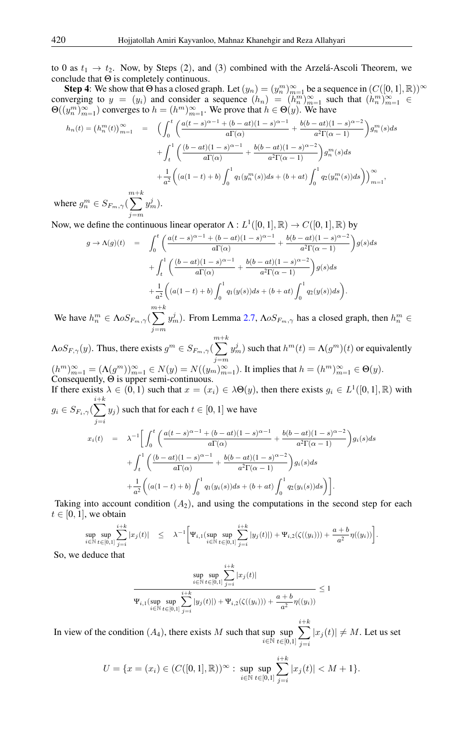to 0 as $t_1 \to t_2$. Now, by Steps (2), and (3) combined with the Arzelá-Ascoli Theorem, we conclude that $\Theta$ is completely continuous.

**Step 4**: We show that $\Theta$ has a closed graph. Let $(y_n) = (y_n^m)_{m=1}^{\infty}$ be a sequence in $(C([0,1],\mathbb{R}))^{\infty}$ converging to $y = (y_i)$ and consider a sequence $(h_n) = (h_n^m)_{m=1}^{\infty}$ such that $(h_n^m)_{m=1}^{\infty} \in \Theta((y_n^m)_{m=1}^{\infty})$ converges to $h = (h^m)_{m=1}^{\infty}$. We prove that $h \in \Theta(y)$. We have

$$
\begin{aligned}
h_n(t) = \left(h_n^m(t)\right)_{m=1}^{\infty} &= \Big(\int_0^t \Big(\frac{a(t-s)^{\alpha-1} + (b-at)(1-s)^{\alpha-1}}{a\Gamma(\alpha)} + \frac{b(b-at)(1-s)^{\alpha-2}}{a^2\Gamma(\alpha-1)}\Big) g_n^m(s)ds \\
&+ \int_t^1 \Big(\frac{(b-at)(1-s)^{\alpha-1}}{a\Gamma(\alpha)} + \frac{b(b-at)(1-s)^{\alpha-2}}{a^2\Gamma(\alpha-1)}\Big) g_n^m(s)ds \\
&+ \frac{1}{a^2}\Big((a(1-t)+b)\int_0^1 q_1(y_n^m(s))ds + (b+at)\int_0^1 q_2(y_n^m(s))ds\Big)\Big)_{m=1}^{\infty},
\end{aligned}
$$

where $g_n^m \in S_{F_m,\gamma}(\sum_{j=m}^{m+k} y_m^j)$.

Now, we define the continuous linear operator $\Lambda : L^1([0,1],\mathbb{R}) \to C([0,1],\mathbb{R})$ by

$$
\begin{aligned}
g \to \Lambda(g)(t) &= \int_0^t \Big(\frac{a(t-s)^{\alpha-1} + (b-at)(1-s)^{\alpha-1}}{a\Gamma(\alpha)} + \frac{b(b-at)(1-s)^{\alpha-2}}{a^2\Gamma(\alpha-1)}\Big) g(s)ds \\
&+ \int_t^1 \Big(\frac{(b-at)(1-s)^{\alpha-1}}{a\Gamma(\alpha)} + \frac{b(b-at)(1-s)^{\alpha-2}}{a^2\Gamma(\alpha-1)}\Big) g(s)ds \\
&+ \frac{1}{a^2}\Big((a(1-t)+b)\int_0^1 q_1(y(s))ds + (b+at)\int_0^1 q_2(y(s))ds\Big).
\end{aligned}
$$

We have $h_n^m \in \Lambda o S_{F_m,\gamma}(\sum_{j=m}^{m+k} y_m^j)$. From Lemma 2.7, $\Lambda o S_{F_m,\gamma}$ has a closed graph, then $h_n^m \in \Lambda o S_{F,\gamma}(y)$. Thus, there exists $g^m \in S_{F_m,\gamma}(\sum_{j=m}^{m+k} y_m^j)$ such that $h^m(t) = \Lambda(g^m)(t)$ or equivalently $(h^m)_{m=1}^{\infty} = (\Lambda(g^m))_{m=1}^{\infty} \in N(y) = N((y_m)_{m=1}^{\infty})$. It implies that $h = (h^m)_{m=1}^{\infty} \in \Theta(y)$. Consequently, $\Theta$ is upper semi-continuous.

If there exists $\lambda \in (0,1)$ such that $x = (x_i) \in \lambda\Theta(y)$, then there exists $g_i \in L^1([0,1],\mathbb{R})$ with $g_i \in S_{F_i,\gamma}(\sum_{j=i}^{i+k} y_j)$ such that for each $t \in [0,1]$ we have

$$
\begin{aligned}
x_i(t) &= \lambda^{-1}\Big[\int_0^t \Big(\frac{a(t-s)^{\alpha-1} + (b-at)(1-s)^{\alpha-1}}{a\Gamma(\alpha)} + \frac{b(b-at)(1-s)^{\alpha-2}}{a^2\Gamma(\alpha-1)}\Big) g_i(s)ds \\
&+ \int_t^1 \Big(\frac{(b-at)(1-s)^{\alpha-1}}{a\Gamma(\alpha)} + \frac{b(b-at)(1-s)^{\alpha-2}}{a^2\Gamma(\alpha-1)}\Big) g_i(s)ds \\
&+ \frac{1}{a^2}\Big((a(1-t)+b)\int_0^1 q_1(y_i(s))ds + (b+at)\int_0^1 q_2(y_i(s))ds\Big)\Big].
\end{aligned}
$$

Taking into account condition $(A_2)$, and using the computations in the second step for each $t \in [0,1]$, we obtain

$$
\sup_{i\in\mathbb{N}} \sup_{t\in[0,1]} \sum_{j=i}^{i+k} |x_j(t)| \leq \lambda^{-1}\Big[\Psi_{i,1}(\sup_{i\in\mathbb{N}} \sup_{t\in[0,1]} \sum_{j=i}^{i+k} |y_j(t)|) + \Psi_{i,2}(\zeta((y_i))) + \frac{a+b}{a^2}\eta((y_i))\Big].
$$

So, we deduce that

$$
\frac{\sup_{i\in\mathbb{N}} \sup_{t\in[0,1]} \sum_{j=i}^{i+k} |x_j(t)|}{\Psi_{i,1}(\sup_{i\in\mathbb{N}} \sup_{t\in[0,1]} \sum_{j=i}^{i+k} |y_j(t)|) + \Psi_{i,2}(\zeta((y_i))) + \frac{a+b}{a^2}\eta((y_i))} \leq 1
$$

In view of the condition $(A_4)$, there exists $M$ such that $\sup_{i\in\mathbb{N}} \sup_{t\in[0,1]} \sum_{j=i}^{i+k} |x_j(t)| \neq M$. Let us set

$$
U = \{x = (x_i) \in (C([0,1],\mathbb{R}))^{\infty} : \sup_{i\in\mathbb{N}} \sup_{t\in[0,1]} \sum_{j=i}^{i+k} |x_j(t)| < M+1\}.
$$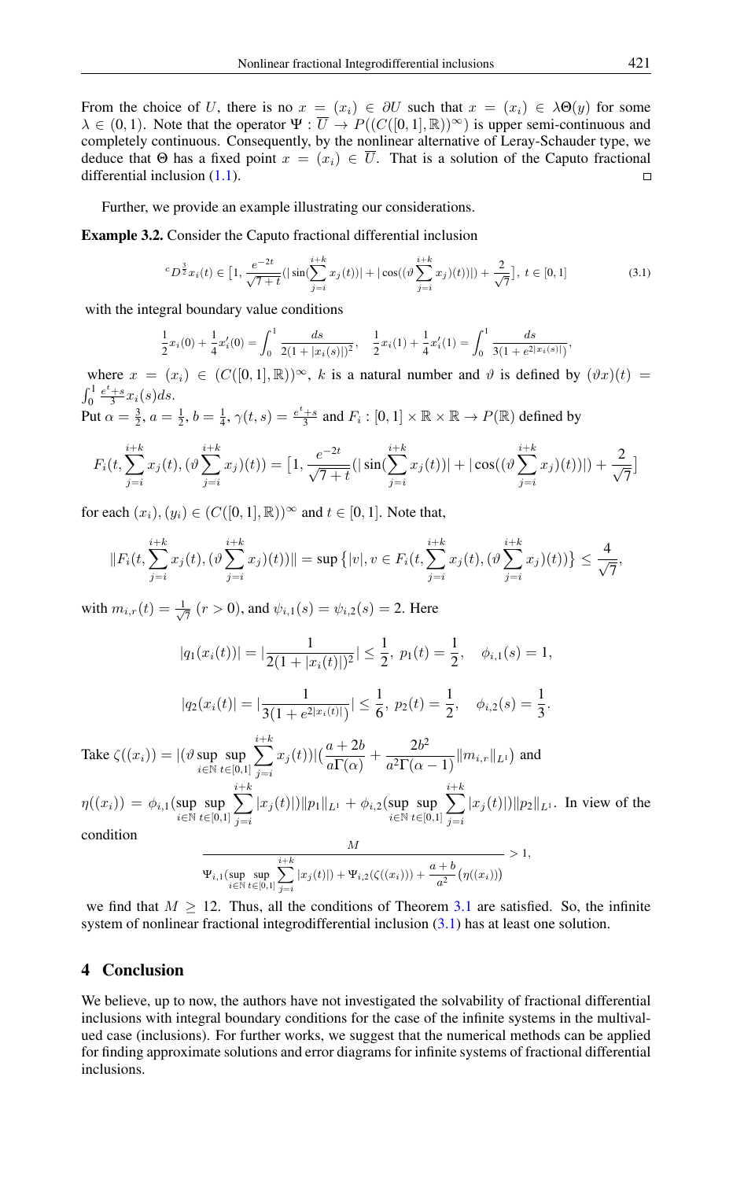From the choice of $U$, there is no $x = (x_i) \in \partial U$ such that $x = (x_i) \in \lambda\Theta(y)$ for some $\lambda \in (0, 1)$. Note that the operator $\Psi : \overline{U} \to P((C([0, 1], \mathbb{R}))^\infty)$ is upper semi-continuous and completely continuous. Consequently, by the nonlinear alternative of Leray-Schauder type, we deduce that $\Theta$ has a fixed point $x = (x_i) \in \overline{U}$. That is a solution of the Caputo fractional differential inclusion (1.1). □

Further, we provide an example illustrating our considerations.

**Example 3.2.** Consider the Caputo fractional differential inclusion

$$
{}^cD^{\frac{3}{2}}x_i(t) \in \big[1, \frac{e^{-2t}}{\sqrt{7+t}}(|\sin(\sum_{j=i}^{i+k} x_j(t))| + |\cos((\vartheta \sum_{j=i}^{i+k} x_j)(t))|) + \frac{2}{\sqrt{7}}\big],\ t \in [0, 1] \tag{3.1}
$$

with the integral boundary value conditions

$$
\frac{1}{2}x_i(0) + \frac{1}{4}x_i'(0) = \int_0^1 \frac{ds}{2(1+|x_i(s)|)^2}, \quad \frac{1}{2}x_i(1) + \frac{1}{4}x_i'(1) = \int_0^1 \frac{ds}{3(1+e^{2|x_i(s)|})},
$$

where $x = (x_i) \in (C([0, 1], \mathbb{R}))^\infty$, $k$ is a natural number and $\vartheta$ is defined by $(\vartheta x)(t) = \int_0^1 \frac{e^t+s}{3} x_i(s)ds$.
Put $\alpha = \frac{3}{2}$, $a = \frac{1}{2}$, $b = \frac{1}{4}$, $\gamma(t, s) = \frac{e^t+s}{3}$ and $F_i : [0, 1] \times \mathbb{R} \times \mathbb{R} \to P(\mathbb{R})$ defined by

$$
F_i(t, \sum_{j=i}^{i+k} x_j(t), (\vartheta \sum_{j=i}^{i+k} x_j)(t)) = \big[1, \frac{e^{-2t}}{\sqrt{7+t}}(|\sin(\sum_{j=i}^{i+k} x_j(t))| + |\cos((\vartheta \sum_{j=i}^{i+k} x_j)(t))|) + \frac{2}{\sqrt{7}}\big]
$$

for each $(x_i), (y_i) \in (C([0, 1], \mathbb{R}))^\infty$ and $t \in [0, 1]$. Note that,

$$
\|F_i(t, \sum_{j=i}^{i+k} x_j(t), (\vartheta \sum_{j=i}^{i+k} x_j)(t))\| = \sup\big\{|v|, v \in F_i(t, \sum_{j=i}^{i+k} x_j(t), (\vartheta \sum_{j=i}^{i+k} x_j)(t))\big\} \le \frac{4}{\sqrt{7}},
$$

with $m_{i,r}(t) = \frac{1}{\sqrt{7}}$ $(r > 0)$, and $\psi_{i,1}(s) = \psi_{i,2}(s) = 2$. Here

$$
|q_1(x_i(t))| = |\frac{1}{2(1+|x_i(t)|)^2}| \le \frac{1}{2},\ p_1(t) = \frac{1}{2}, \quad \phi_{i,1}(s) = 1,
$$

$$
|q_2(x_i(t)| = |\frac{1}{3(1+e^{2|x_i(t)|})}| \le \frac{1}{6},\ p_2(t) = \frac{1}{2}, \quad \phi_{i,2}(s) = \frac{1}{3}.
$$

Take $\zeta((x_i)) = |(\vartheta \sup_{i\in\mathbb{N}} \sup_{t\in[0,1]} \sum_{j=i}^{i+k} x_j(t))|(\frac{a+2b}{a\Gamma(\alpha)} + \frac{2b^2}{a^2\Gamma(\alpha-1)}\|m_{i,r}\|_{L^1})$ and

$\eta((x_i)) = \phi_{i,1}(\sup_{i\in\mathbb{N}} \sup_{t\in[0,1]} \sum_{j=i}^{i+k} |x_j(t)|)\|p_1\|_{L^1} + \phi_{i,2}(\sup_{i\in\mathbb{N}} \sup_{t\in[0,1]} \sum_{j=i}^{i+k} |x_j(t)|)\|p_2\|_{L^1}$. In view of the condition

$$
\frac{M}{\Psi_{i,1}(\sup_{i\in\mathbb{N}} \sup_{t\in[0,1]} \sum_{j=i}^{i+k} |x_j(t)|) + \Psi_{i,2}(\zeta((x_i))) + \frac{a+b}{a^2}\big(\eta((x_i))\big)} > 1,
$$

we find that $M \ge 12$. Thus, all the conditions of Theorem 3.1 are satisfied. So, the infinite system of nonlinear fractional integrodifferential inclusion (3.1) has at least one solution.

## 4 Conclusion

We believe, up to now, the authors have not investigated the solvability of fractional differential inclusions with integral boundary conditions for the case of the infinite systems in the multivalued case (inclusions). For further works, we suggest that the numerical methods can be applied for finding approximate solutions and error diagrams for infinite systems of fractional differential inclusions.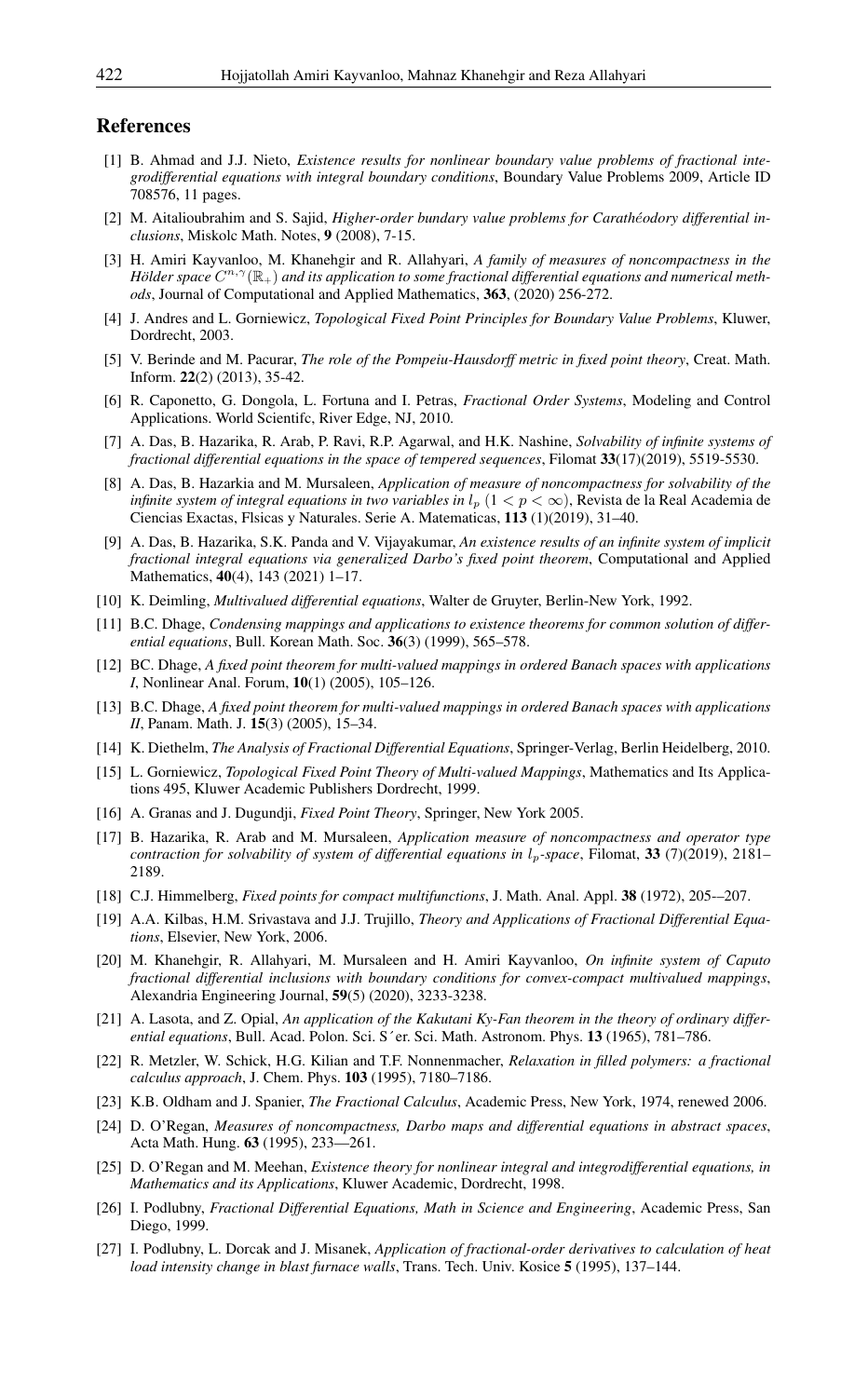## References

[1] B. Ahmad and J.J. Nieto, *Existence results for nonlinear boundary value problems of fractional integrodifferential equations with integral boundary conditions*, Boundary Value Problems 2009, Article ID 708576, 11 pages.

[2] M. Aitalioubrahim and S. Sajid, *Higher-order bundary value problems for Carathéodory differential inclusions*, Miskolc Math. Notes, **9** (2008), 7-15.

[3] H. Amiri Kayvanloo, M. Khanehgir and R. Allahyari, *A family of measures of noncompactness in the Hölder space $C^{n,\gamma}(\mathbb{R}_+)$ and its application to some fractional differential equations and numerical methods*, Journal of Computational and Applied Mathematics, **363**, (2020) 256-272.

[4] J. Andres and L. Gorniewicz, *Topological Fixed Point Principles for Boundary Value Problems*, Kluwer, Dordrecht, 2003.

[5] V. Berinde and M. Pacurar, *The role of the Pompeiu-Hausdorff metric in fixed point theory*, Creat. Math. Inform. **22**(2) (2013), 35-42.

[6] R. Caponetto, G. Dongola, L. Fortuna and I. Petras, *Fractional Order Systems*, Modeling and Control Applications. World Scientifc, River Edge, NJ, 2010.

[7] A. Das, B. Hazarika, R. Arab, P. Ravi, R.P. Agarwal, and H.K. Nashine, *Solvability of infinite systems of fractional differential equations in the space of tempered sequences*, Filomat **33**(17)(2019), 5519-5530.

[8] A. Das, B. Hazarkia and M. Mursaleen, *Application of measure of noncompactness for solvability of the infinite system of integral equations in two variables in $l_p$ $(1 < p < \infty)$*, Revista de la Real Academia de Ciencias Exactas, Flsicas y Naturales. Serie A. Matematicas, **113** (1)(2019), 31–40.

[9] A. Das, B. Hazarika, S.K. Panda and V. Vijayakumar, *An existence results of an infinite system of implicit fractional integral equations via generalized Darbo's fixed point theorem*, Computational and Applied Mathematics, **40**(4), 143 (2021) 1–17.

[10] K. Deimling, *Multivalued differential equations*, Walter de Gruyter, Berlin-New York, 1992.

[11] B.C. Dhage, *Condensing mappings and applications to existence theorems for common solution of differential equations*, Bull. Korean Math. Soc. **36**(3) (1999), 565–578.

[12] BC. Dhage, *A fixed point theorem for multi-valued mappings in ordered Banach spaces with applications I*, Nonlinear Anal. Forum, **10**(1) (2005), 105–126.

[13] B.C. Dhage, *A fixed point theorem for multi-valued mappings in ordered Banach spaces with applications II*, Panam. Math. J. **15**(3) (2005), 15–34.

[14] K. Diethelm, *The Analysis of Fractional Differential Equations*, Springer-Verlag, Berlin Heidelberg, 2010.

[15] L. Gorniewicz, *Topological Fixed Point Theory of Multi-valued Mappings*, Mathematics and Its Applications 495, Kluwer Academic Publishers Dordrecht, 1999.

[16] A. Granas and J. Dugundji, *Fixed Point Theory*, Springer, New York 2005.

[17] B. Hazarika, R. Arab and M. Mursaleen, *Application measure of noncompactness and operator type contraction for solvability of system of differential equations in $l_p$-space*, Filomat, **33** (7)(2019), 2181–2189.

[18] C.J. Himmelberg, *Fixed points for compact multifunctions*, J. Math. Anal. Appl. **38** (1972), 205-–207.

[19] A.A. Kilbas, H.M. Srivastava and J.J. Trujillo, *Theory and Applications of Fractional Differential Equations*, Elsevier, New York, 2006.

[20] M. Khanehgir, R. Allahyari, M. Mursaleen and H. Amiri Kayvanloo, *On infinite system of Caputo fractional differential inclusions with boundary conditions for convex-compact multivalued mappings*, Alexandria Engineering Journal, **59**(5) (2020), 3233-3238.

[21] A. Lasota, and Z. Opial, *An application of the Kakutani Ky-Fan theorem in the theory of ordinary differential equations*, Bull. Acad. Polon. Sci. S´er. Sci. Math. Astronom. Phys. **13** (1965), 781–786.

[22] R. Metzler, W. Schick, H.G. Kilian and T.F. Nonnenmacher, *Relaxation in filled polymers: a fractional calculus approach*, J. Chem. Phys. **103** (1995), 7180–7186.

[23] K.B. Oldham and J. Spanier, *The Fractional Calculus*, Academic Press, New York, 1974, renewed 2006.

[24] D. O'Regan, *Measures of noncompactness, Darbo maps and differential equations in abstract spaces*, Acta Math. Hung. **63** (1995), 233—261.

[25] D. O'Regan and M. Meehan, *Existence theory for nonlinear integral and integrodifferential equations, in Mathematics and its Applications*, Kluwer Academic, Dordrecht, 1998.

[26] I. Podlubny, *Fractional Differential Equations, Math in Science and Engineering*, Academic Press, San Diego, 1999.

[27] I. Podlubny, L. Dorcak and J. Misanek, *Application of fractional-order derivatives to calculation of heat load intensity change in blast furnace walls*, Trans. Tech. Univ. Kosice **5** (1995), 137–144.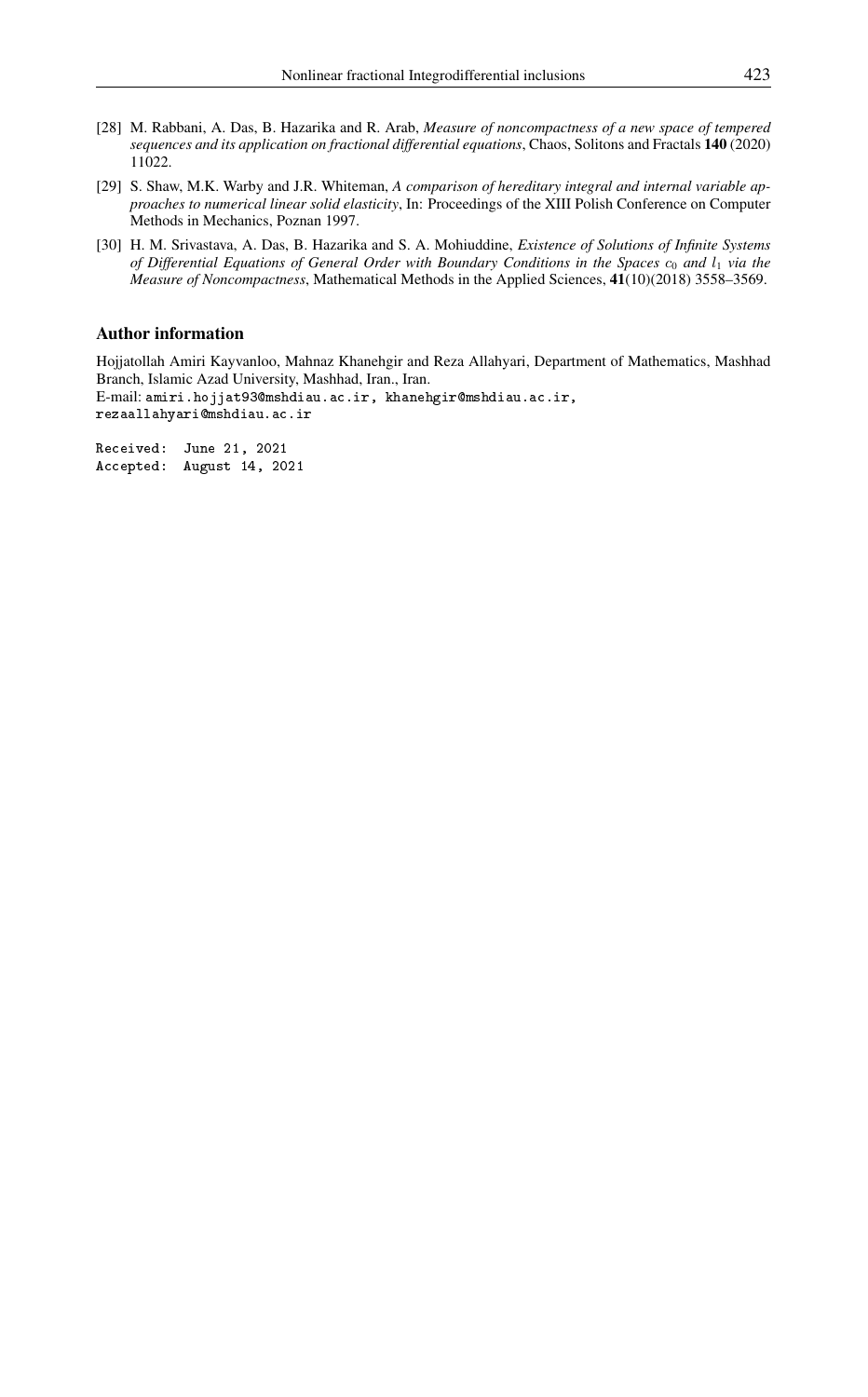[28] M. Rabbani, A. Das, B. Hazarika and R. Arab, *Measure of noncompactness of a new space of tempered sequences and its application on fractional differential equations*, Chaos, Solitons and Fractals **140** (2020) 11022.

[29] S. Shaw, M.K. Warby and J.R. Whiteman, *A comparison of hereditary integral and internal variable approaches to numerical linear solid elasticity*, In: Proceedings of the XIII Polish Conference on Computer Methods in Mechanics, Poznan 1997.

[30] H. M. Srivastava, A. Das, B. Hazarika and S. A. Mohiuddine, *Existence of Solutions of Infinite Systems of Differential Equations of General Order with Boundary Conditions in the Spaces $c_0$ and $l_1$ via the Measure of Noncompactness*, Mathematical Methods in the Applied Sciences, **41**(10)(2018) 3558–3569.

### Author information

Hojjatollah Amiri Kayvanloo, Mahnaz Khanehgir and Reza Allahyari, Department of Mathematics, Mashhad Branch, Islamic Azad University, Mashhad, Iran., Iran.
E-mail: amiri.hojjat93@mshdiau.ac.ir, khanehgir@mshdiau.ac.ir, rezaallahyari@mshdiau.ac.ir

Received: June 21, 2021
Accepted: August 14, 2021